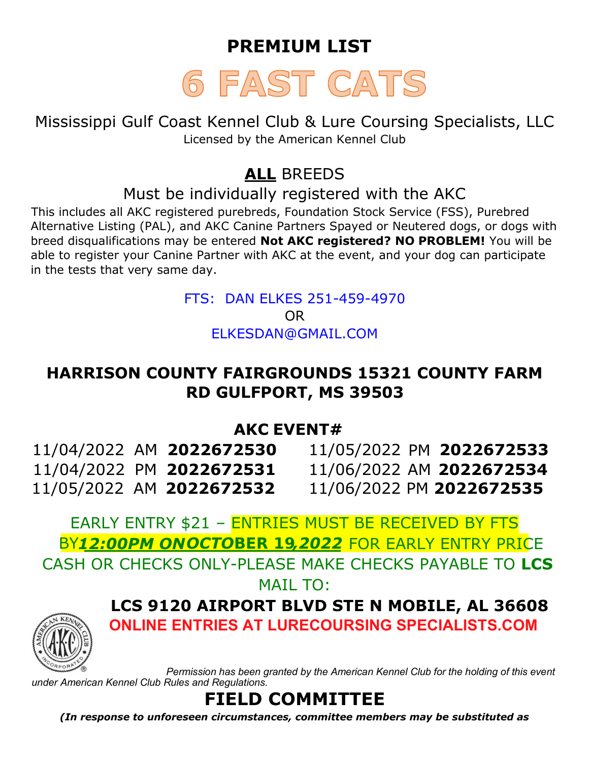# PREMIUM LIST

# 6 FAST CATS

Mississippi Gulf Coast Kennel Club & Lure Coursing Specialists, LLC

Licensed by the American Kennel Club

## **ALL** BREEDS

Must be individually registered with the AKC

This includes all AKC registered purebreds, Foundation Stock Service (FSS), Purebred Alternative Listing (PAL), and AKC Canine Partners Spayed or Neutered dogs, or dogs with breed disqualifications may be entered **Not AKC registered? NO PROBLEM!** You will be able to register your Canine Partner with AKC at the event, and your dog can participate in the tests that very same day.

FTS: DAN ELKES 251-459-4970

OR

ELKESDAN@GMAIL.COM

**HARRISON COUNTY FAIRGROUNDS 15321 COUNTY FARM RD GULFPORT, MS 39503**

**AKC EVENT#**

| | | | |
|---|---|---|---|
| 11/04/2022 AM | **2022672530** | 11/05/2022 PM | **2022672533** |
| 11/04/2022 PM | **2022672531** | 11/06/2022 AM | **2022672534** |
| 11/05/2022 AM | **2022672532** | 11/06/2022 PM | **2022672535** |

EARLY ENTRY $21 – ENTRIES MUST BE RECEIVED BY FTS BY ***12:00PM ON OCTOBER 19, 2022*** FOR EARLY ENTRY PRICE

CASH OR CHECKS ONLY-PLEASE MAKE CHECKS PAYABLE TO **LCS**

MAIL TO:

**LCS 9120 AIRPORT BLVD STE N MOBILE, AL 36608**

**ONLINE ENTRIES AT LURECOURSING SPECIALISTS.COM**

*Permission has been granted by the American Kennel Club for the holding of this event under American Kennel Club Rules and Regulations.*

## FIELD COMMITTEE

***(In response to unforeseen circumstances, committee members may be substituted as***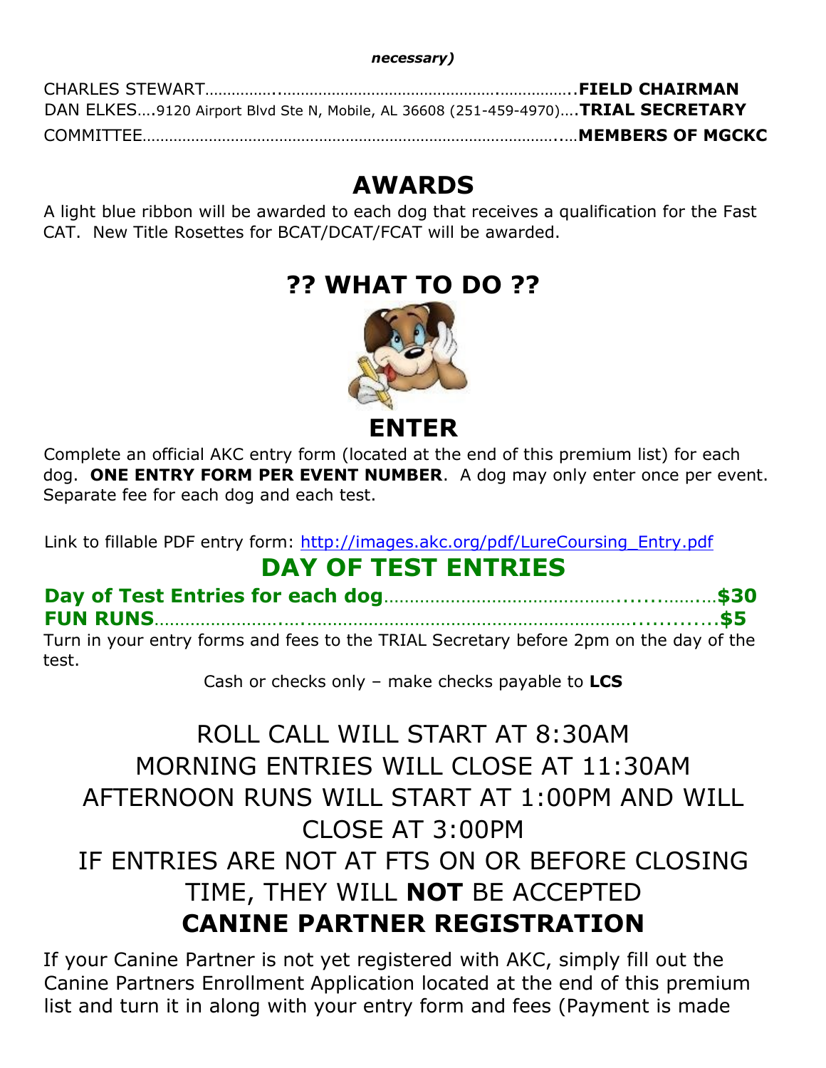*necessary)*

CHARLES STEWART……………...........................................................**FIELD CHAIRMAN**
DAN ELKES….9120 Airport Blvd Ste N, Mobile, AL 36608 (251-459-4970)….**TRIAL SECRETARY**
COMMITTEE…………………………………………………………………………..…**MEMBERS OF MGCKC**

# AWARDS

A light blue ribbon will be awarded to each dog that receives a qualification for the Fast CAT. New Title Rosettes for BCAT/DCAT/FCAT will be awarded.

# ?? WHAT TO DO ??

# ENTER

Complete an official AKC entry form (located at the end of this premium list) for each dog. **ONE ENTRY FORM PER EVENT NUMBER**. A dog may only enter once per event. Separate fee for each dog and each test.

Link to fillable PDF entry form: http://images.akc.org/pdf/LureCoursing_Entry.pdf

## DAY OF TEST ENTRIES

**Day of Test Entries for each dog**…………………………………………......………**$30**
**FUN RUNS**……………………....…..........................................................**$5**

Turn in your entry forms and fees to the TRIAL Secretary before 2pm on the day of the test.

Cash or checks only – make checks payable to **LCS**

ROLL CALL WILL START AT 8:30AM
MORNING ENTRIES WILL CLOSE AT 11:30AM
AFTERNOON RUNS WILL START AT 1:00PM AND WILL CLOSE AT 3:00PM
IF ENTRIES ARE NOT AT FTS ON OR BEFORE CLOSING TIME, THEY WILL **NOT** BE ACCEPTED

# CANINE PARTNER REGISTRATION

If your Canine Partner is not yet registered with AKC, simply fill out the Canine Partners Enrollment Application located at the end of this premium list and turn it in along with your entry form and fees (Payment is made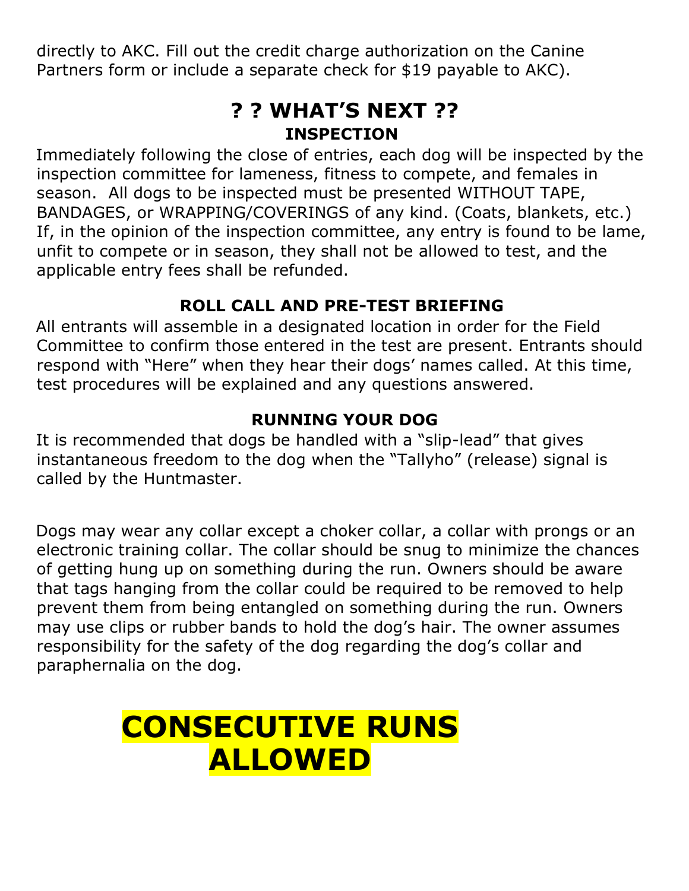directly to AKC. Fill out the credit charge authorization on the Canine Partners form or include a separate check for $19 payable to AKC).

## ? ? WHAT'S NEXT ??

### INSPECTION

Immediately following the close of entries, each dog will be inspected by the inspection committee for lameness, fitness to compete, and females in season. All dogs to be inspected must be presented WITHOUT TAPE, BANDAGES, or WRAPPING/COVERINGS of any kind. (Coats, blankets, etc.) If, in the opinion of the inspection committee, any entry is found to be lame, unfit to compete or in season, they shall not be allowed to test, and the applicable entry fees shall be refunded.

### ROLL CALL AND PRE-TEST BRIEFING

All entrants will assemble in a designated location in order for the Field Committee to confirm those entered in the test are present. Entrants should respond with "Here" when they hear their dogs' names called. At this time, test procedures will be explained and any questions answered.

### RUNNING YOUR DOG

It is recommended that dogs be handled with a "slip-lead" that gives instantaneous freedom to the dog when the "Tallyho" (release) signal is called by the Huntmaster.

Dogs may wear any collar except a choker collar, a collar with prongs or an electronic training collar. The collar should be snug to minimize the chances of getting hung up on something during the run. Owners should be aware that tags hanging from the collar could be required to be removed to help prevent them from being entangled on something during the run. Owners may use clips or rubber bands to hold the dog's hair. The owner assumes responsibility for the safety of the dog regarding the dog's collar and paraphernalia on the dog.

# CONSECUTIVE RUNS ALLOWED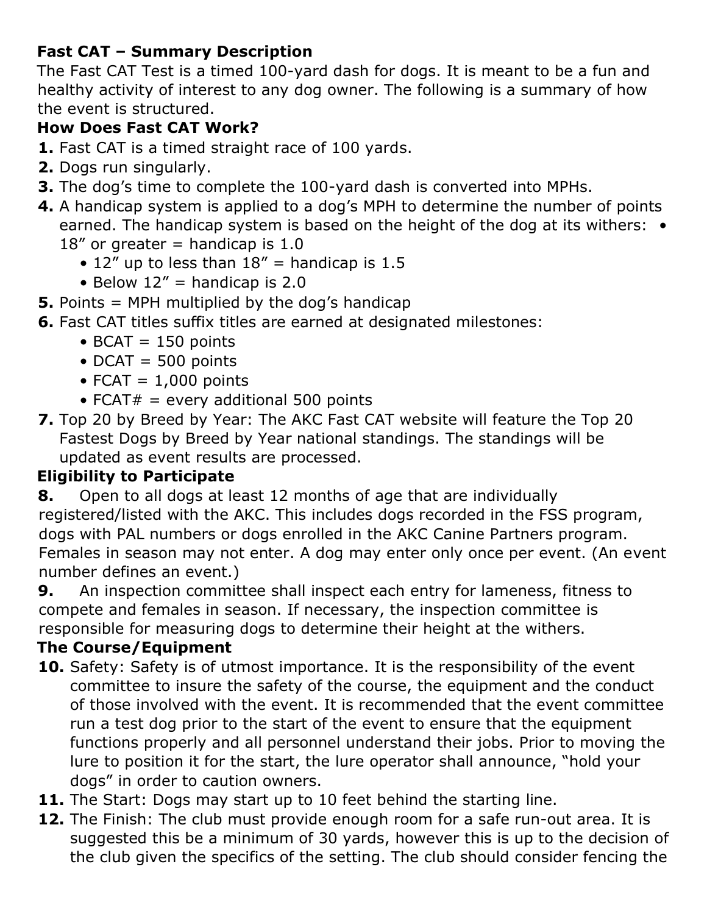**Fast CAT – Summary Description**

The Fast CAT Test is a timed 100-yard dash for dogs. It is meant to be a fun and healthy activity of interest to any dog owner. The following is a summary of how the event is structured.

**How Does Fast CAT Work?**

**1.** Fast CAT is a timed straight race of 100 yards.

**2.** Dogs run singularly.

**3.** The dog's time to complete the 100-yard dash is converted into MPHs.

**4.** A handicap system is applied to a dog's MPH to determine the number of points earned. The handicap system is based on the height of the dog at its withers:
- 18" or greater = handicap is 1.0
- 12" up to less than 18" = handicap is 1.5
- Below 12" = handicap is 2.0

**5.** Points = MPH multiplied by the dog's handicap

**6.** Fast CAT titles suffix titles are earned at designated milestones:
- BCAT = 150 points
- DCAT = 500 points
- FCAT = 1,000 points
- FCAT# = every additional 500 points

**7.** Top 20 by Breed by Year: The AKC Fast CAT website will feature the Top 20 Fastest Dogs by Breed by Year national standings. The standings will be updated as event results are processed.

**Eligibility to Participate**

**8.** Open to all dogs at least 12 months of age that are individually registered/listed with the AKC. This includes dogs recorded in the FSS program, dogs with PAL numbers or dogs enrolled in the AKC Canine Partners program. Females in season may not enter. A dog may enter only once per event. (An event number defines an event.)

**9.** An inspection committee shall inspect each entry for lameness, fitness to compete and females in season. If necessary, the inspection committee is responsible for measuring dogs to determine their height at the withers.

**The Course/Equipment**

**10.** Safety: Safety is of utmost importance. It is the responsibility of the event committee to insure the safety of the course, the equipment and the conduct of those involved with the event. It is recommended that the event committee run a test dog prior to the start of the event to ensure that the equipment functions properly and all personnel understand their jobs. Prior to moving the lure to position it for the start, the lure operator shall announce, "hold your dogs" in order to caution owners.

**11.** The Start: Dogs may start up to 10 feet behind the starting line.

**12.** The Finish: The club must provide enough room for a safe run-out area. It is suggested this be a minimum of 30 yards, however this is up to the decision of the club given the specifics of the setting. The club should consider fencing the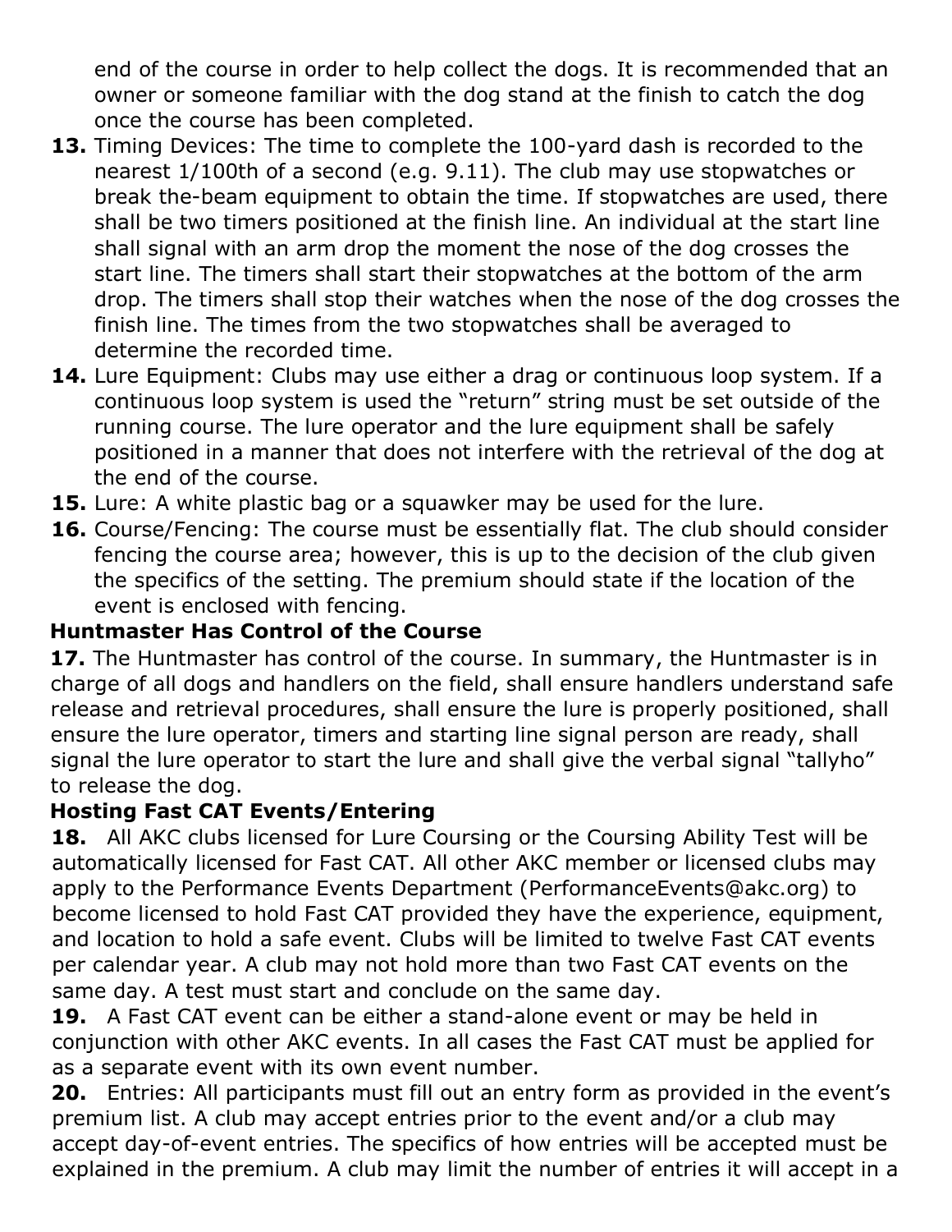end of the course in order to help collect the dogs. It is recommended that an owner or someone familiar with the dog stand at the finish to catch the dog once the course has been completed.

13. Timing Devices: The time to complete the 100-yard dash is recorded to the nearest 1/100th of a second (e.g. 9.11). The club may use stopwatches or break the-beam equipment to obtain the time. If stopwatches are used, there shall be two timers positioned at the finish line. An individual at the start line shall signal with an arm drop the moment the nose of the dog crosses the start line. The timers shall start their stopwatches at the bottom of the arm drop. The timers shall stop their watches when the nose of the dog crosses the finish line. The times from the two stopwatches shall be averaged to determine the recorded time.
14. Lure Equipment: Clubs may use either a drag or continuous loop system. If a continuous loop system is used the "return" string must be set outside of the running course. The lure operator and the lure equipment shall be safely positioned in a manner that does not interfere with the retrieval of the dog at the end of the course.
15. Lure: A white plastic bag or a squawker may be used for the lure.
16. Course/Fencing: The course must be essentially flat. The club should consider fencing the course area; however, this is up to the decision of the club given the specifics of the setting. The premium should state if the location of the event is enclosed with fencing.

**Huntmaster Has Control of the Course**

**17.** The Huntmaster has control of the course. In summary, the Huntmaster is in charge of all dogs and handlers on the field, shall ensure handlers understand safe release and retrieval procedures, shall ensure the lure is properly positioned, shall ensure the lure operator, timers and starting line signal person are ready, shall signal the lure operator to start the lure and shall give the verbal signal "tallyho" to release the dog.

**Hosting Fast CAT Events/Entering**

**18.** All AKC clubs licensed for Lure Coursing or the Coursing Ability Test will be automatically licensed for Fast CAT. All other AKC member or licensed clubs may apply to the Performance Events Department (PerformanceEvents@akc.org) to become licensed to hold Fast CAT provided they have the experience, equipment, and location to hold a safe event. Clubs will be limited to twelve Fast CAT events per calendar year. A club may not hold more than two Fast CAT events on the same day. A test must start and conclude on the same day.

**19.** A Fast CAT event can be either a stand-alone event or may be held in conjunction with other AKC events. In all cases the Fast CAT must be applied for as a separate event with its own event number.

**20.** Entries: All participants must fill out an entry form as provided in the event's premium list. A club may accept entries prior to the event and/or a club may accept day-of-event entries. The specifics of how entries will be accepted must be explained in the premium. A club may limit the number of entries it will accept in a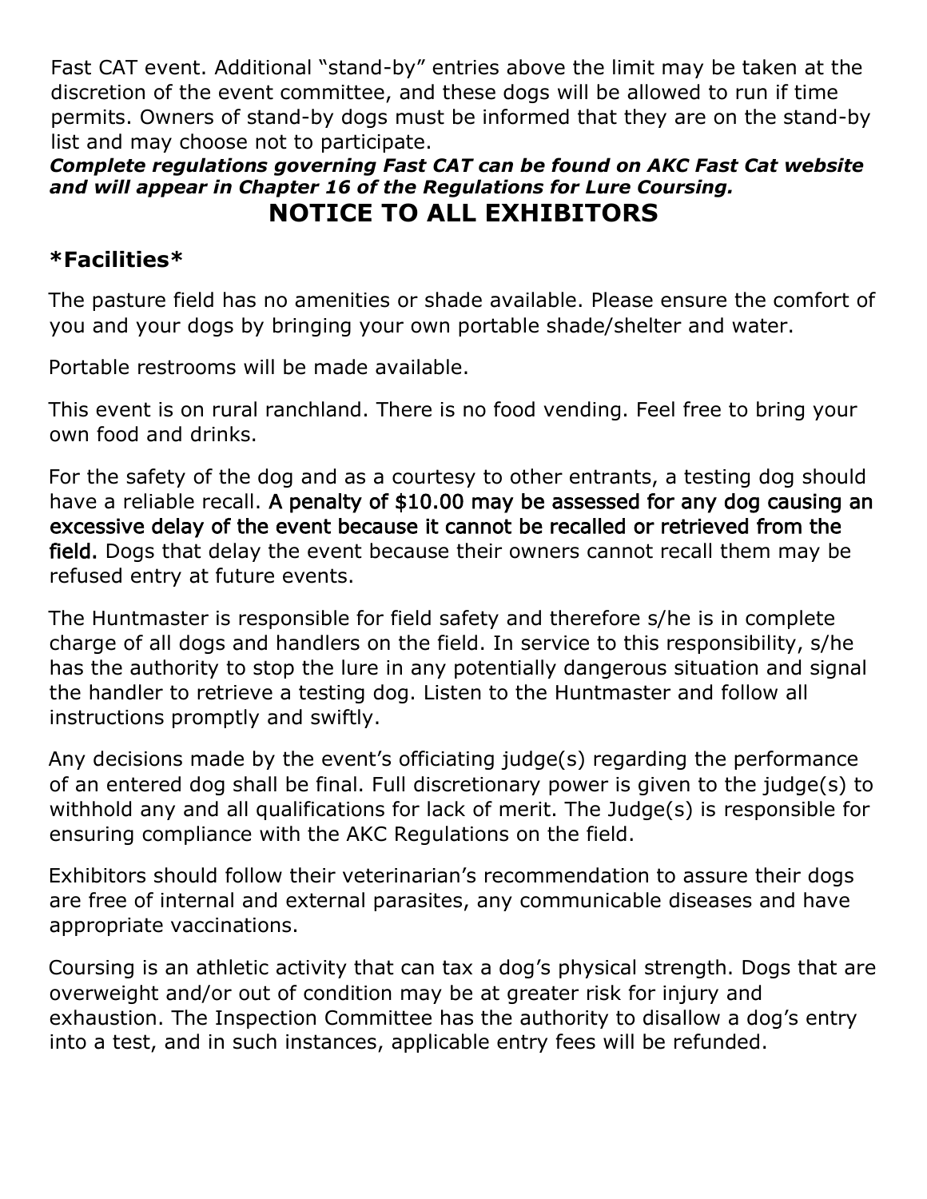Fast CAT event. Additional "stand-by" entries above the limit may be taken at the discretion of the event committee, and these dogs will be allowed to run if time permits. Owners of stand-by dogs must be informed that they are on the stand-by list and may choose not to participate.

***Complete regulations governing Fast CAT can be found on AKC Fast Cat website and will appear in Chapter 16 of the Regulations for Lure Coursing.***

## NOTICE TO ALL EXHIBITORS

### *Facilities*

The pasture field has no amenities or shade available. Please ensure the comfort of you and your dogs by bringing your own portable shade/shelter and water.

Portable restrooms will be made available.

This event is on rural ranchland. There is no food vending. Feel free to bring your own food and drinks.

For the safety of the dog and as a courtesy to other entrants, a testing dog should have a reliable recall. A penalty of $10.00 may be assessed for any dog causing an excessive delay of the event because it cannot be recalled or retrieved from the field. Dogs that delay the event because their owners cannot recall them may be refused entry at future events.

The Huntmaster is responsible for field safety and therefore s/he is in complete charge of all dogs and handlers on the field. In service to this responsibility, s/he has the authority to stop the lure in any potentially dangerous situation and signal the handler to retrieve a testing dog. Listen to the Huntmaster and follow all instructions promptly and swiftly.

Any decisions made by the event's officiating judge(s) regarding the performance of an entered dog shall be final. Full discretionary power is given to the judge(s) to withhold any and all qualifications for lack of merit. The Judge(s) is responsible for ensuring compliance with the AKC Regulations on the field.

Exhibitors should follow their veterinarian's recommendation to assure their dogs are free of internal and external parasites, any communicable diseases and have appropriate vaccinations.

Coursing is an athletic activity that can tax a dog's physical strength. Dogs that are overweight and/or out of condition may be at greater risk for injury and exhaustion. The Inspection Committee has the authority to disallow a dog's entry into a test, and in such instances, applicable entry fees will be refunded.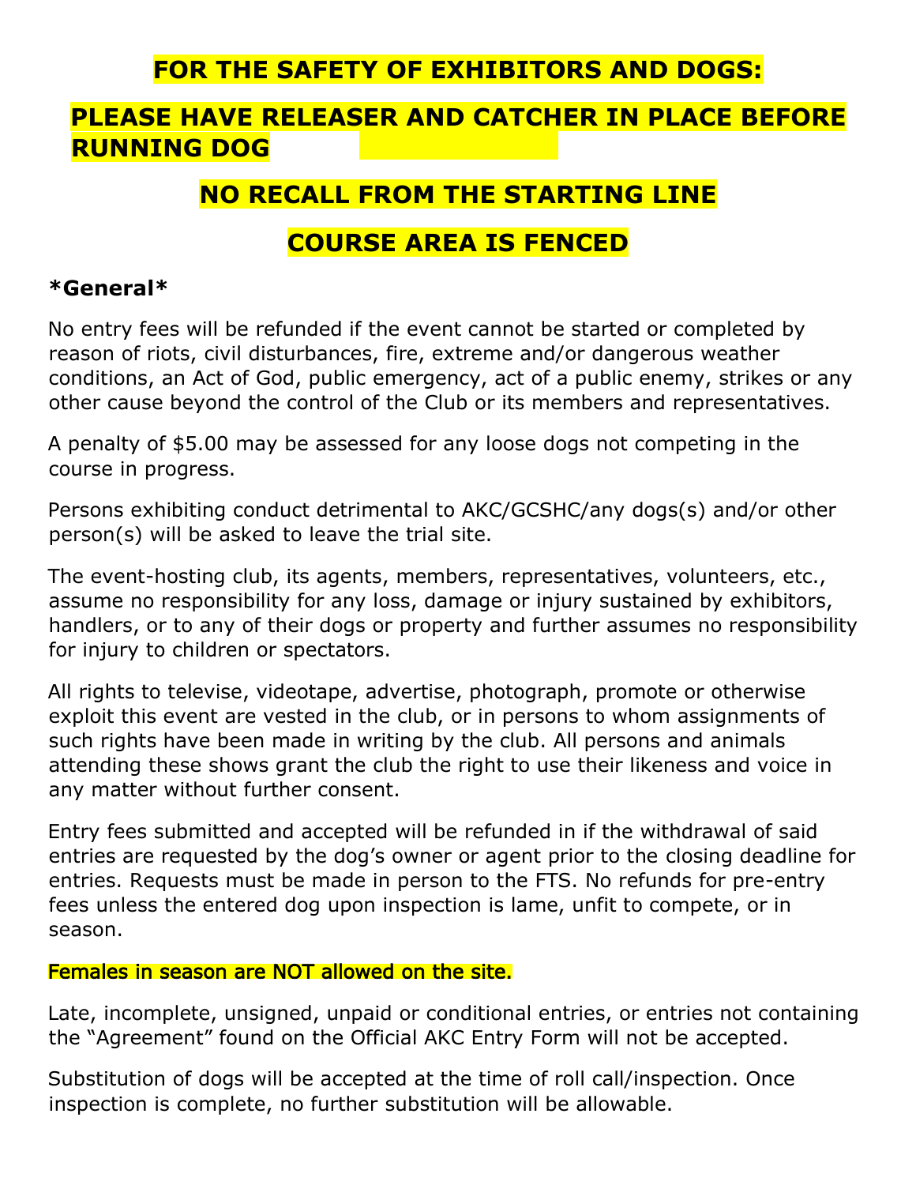**FOR THE SAFETY OF EXHIBITORS AND DOGS:**

**PLEASE HAVE RELEASER AND CATCHER IN PLACE BEFORE RUNNING DOG**

**NO RECALL FROM THE STARTING LINE**

**COURSE AREA IS FENCED**

## *General*

No entry fees will be refunded if the event cannot be started or completed by reason of riots, civil disturbances, fire, extreme and/or dangerous weather conditions, an Act of God, public emergency, act of a public enemy, strikes or any other cause beyond the control of the Club or its members and representatives.

A penalty of $5.00 may be assessed for any loose dogs not competing in the course in progress.

Persons exhibiting conduct detrimental to AKC/GCSHC/any dogs(s) and/or other person(s) will be asked to leave the trial site.

The event-hosting club, its agents, members, representatives, volunteers, etc., assume no responsibility for any loss, damage or injury sustained by exhibitors, handlers, or to any of their dogs or property and further assumes no responsibility for injury to children or spectators.

All rights to televise, videotape, advertise, photograph, promote or otherwise exploit this event are vested in the club, or in persons to whom assignments of such rights have been made in writing by the club. All persons and animals attending these shows grant the club the right to use their likeness and voice in any matter without further consent.

Entry fees submitted and accepted will be refunded in if the withdrawal of said entries are requested by the dog's owner or agent prior to the closing deadline for entries. Requests must be made in person to the FTS. No refunds for pre-entry fees unless the entered dog upon inspection is lame, unfit to compete, or in season.

Females in season are NOT allowed on the site.

Late, incomplete, unsigned, unpaid or conditional entries, or entries not containing the "Agreement" found on the Official AKC Entry Form will not be accepted.

Substitution of dogs will be accepted at the time of roll call/inspection. Once inspection is complete, no further substitution will be allowable.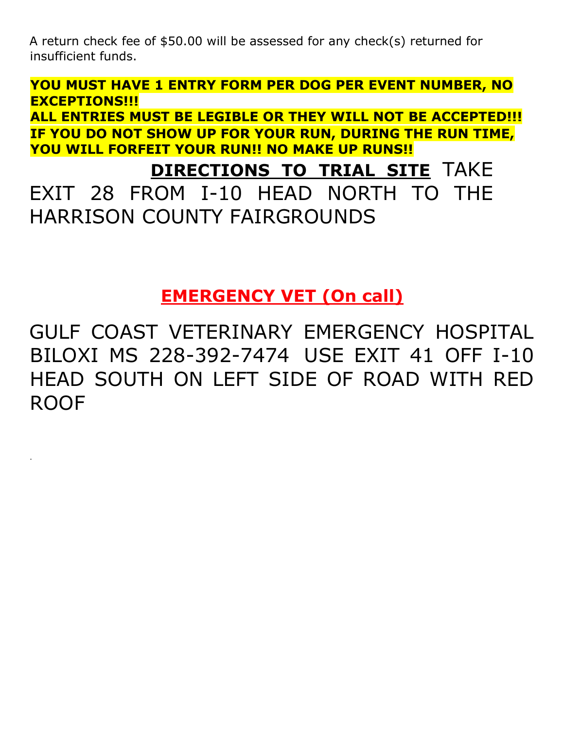A return check fee of $50.00 will be assessed for any check(s) returned for insufficient funds.

**YOU MUST HAVE 1 ENTRY FORM PER DOG PER EVENT NUMBER, NO EXCEPTIONS!!!**
**ALL ENTRIES MUST BE LEGIBLE OR THEY WILL NOT BE ACCEPTED!!!**
**IF YOU DO NOT SHOW UP FOR YOUR RUN, DURING THE RUN TIME, YOU WILL FORFEIT YOUR RUN!! NO MAKE UP RUNS!!**

**DIRECTIONS TO TRIAL SITE** TAKE EXIT 28 FROM I-10 HEAD NORTH TO THE HARRISON COUNTY FAIRGROUNDS

## EMERGENCY VET (On call)

GULF COAST VETERINARY EMERGENCY HOSPITAL BILOXI MS 228-392-7474 USE EXIT 41 OFF I-10 HEAD SOUTH ON LEFT SIDE OF ROAD WITH RED ROOF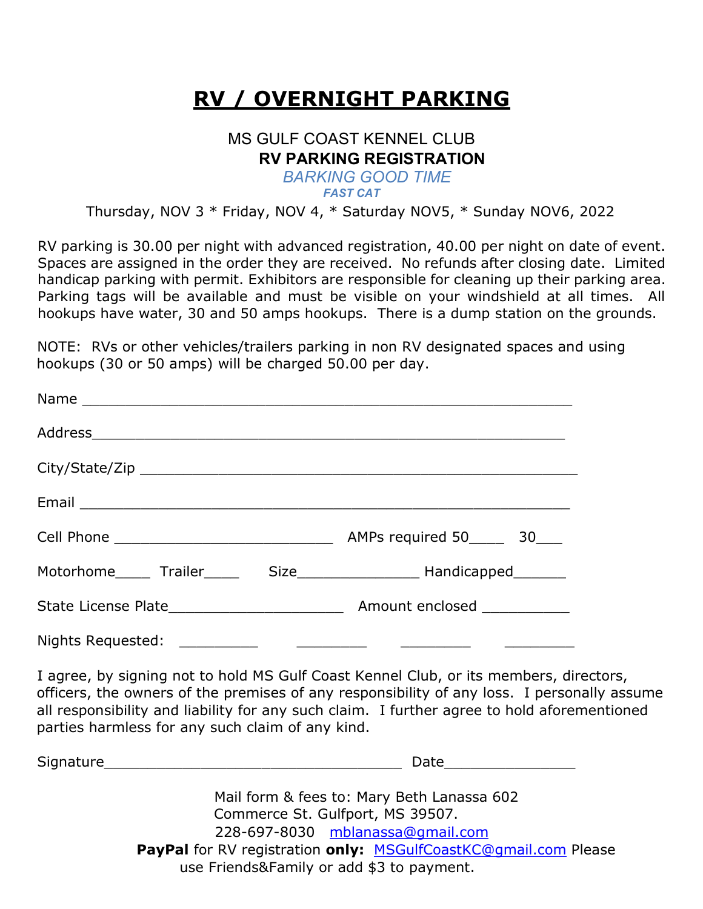# RV / OVERNIGHT PARKING

MS GULF COAST KENNEL CLUB

**RV PARKING REGISTRATION**

*BARKING GOOD TIME*

***FAST CAT***

Thursday, NOV 3 * Friday, NOV 4, * Saturday NOV5, * Sunday NOV6, 2022

RV parking is 30.00 per night with advanced registration, 40.00 per night on date of event. Spaces are assigned in the order they are received. No refunds after closing date. Limited handicap parking with permit. Exhibitors are responsible for cleaning up their parking area. Parking tags will be available and must be visible on your windshield at all times. All hookups have water, 30 and 50 amps hookups. There is a dump station on the grounds.

NOTE: RVs or other vehicles/trailers parking in non RV designated spaces and using hookups (30 or 50 amps) will be charged 50.00 per day.

Name ________________________________________________________

Address_____________________________________________________

City/State/Zip __________________________________________________

Email _______________________________________________________

Cell Phone _________________________ AMPs required 50____ 30___

Motorhome____ Trailer____ Size______________ Handicapped______

State License Plate____________________ Amount enclosed __________

Nights Requested: _________ ________ ________ ________

I agree, by signing not to hold MS Gulf Coast Kennel Club, or its members, directors, officers, the owners of the premises of any responsibility of any loss. I personally assume all responsibility and liability for any such claim. I further agree to hold aforementioned parties harmless for any such claim of any kind.

Signature___________________________________ Date_______________

Mail form & fees to: Mary Beth Lanassa 602 Commerce St. Gulfport, MS 39507.
228-697-8030 mblanassa@gmail.com

**PayPal** for RV registration **only:** MSGulfCoastKC@gmail.com Please use Friends&Family or add $3 to payment.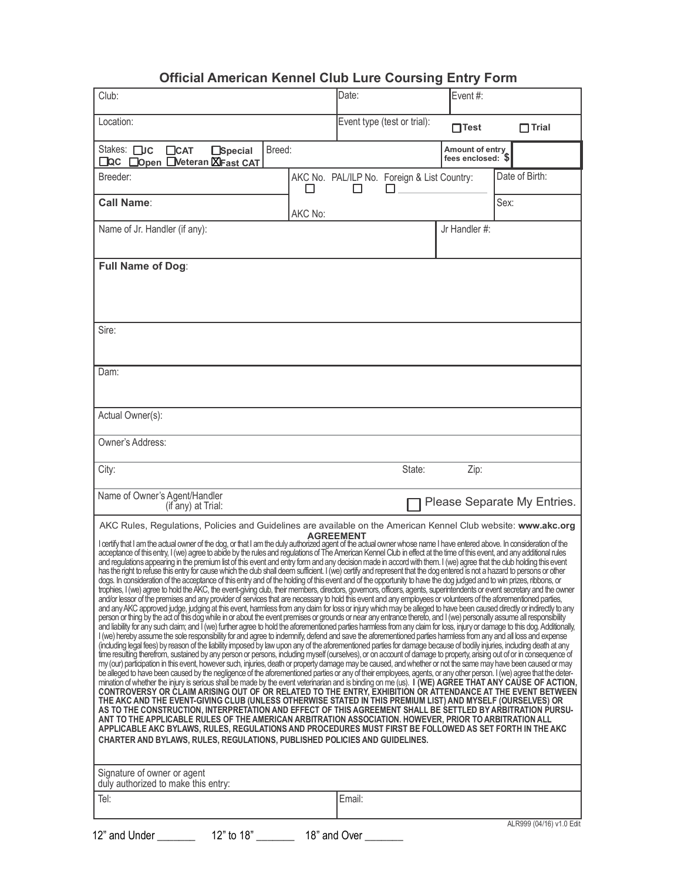# Official American Kennel Club Lure Coursing Entry Form

| | | | |
|---|---|---|---|
| Club: | Date: | Event #: | |
| Location: | Event type (test or trial): | ☐ Test | ☐ Trial |
| Stakes: ☐ JC ☐ CAT ☐ Special ☐ QC ☐ Open ☐ Veteran ☒ Fast CAT | Breed: | Amount of entry fees enclosed: $ | |
| Breeder: | AKC No. ☐ PAL/ILP No. ☐ Foreign & List Country: ☐ ____________ | | Date of Birth: |
| **Call Name**: | AKC No: | | Sex: |
| Name of Jr. Handler (if any): | | Jr Handler #: | |
| **Full Name of Dog**: | | | |
| Sire: | | | |
| Dam: | | | |
| Actual Owner(s): | | | |
| Owner's Address: | | | |
| City: | State: | Zip: | |
| Name of Owner's Agent/Handler (if any) at Trial: | ☐ Please Separate My Entries. | | |

AKC Rules, Regulations, Policies and Guidelines are available on the American Kennel Club website: **www.akc.org**

**AGREEMENT**

I certify that I am the actual owner of the dog, or that I am the duly authorized agent of the actual owner whose name I have entered above. In consideration of the acceptance of this entry, I (we) agree to abide by the rules and regulations of The American Kennel Club in effect at the time of this event, and any additional rules and regulations appearing in the premium list of this event and entry form and any decision made in accord with them. I (we) agree that the club holding this event has the right to refuse this entry for cause which the club shall deem sufficient. I (we) certify and represent that the dog entered is not a hazard to persons or other dogs. In consideration of the acceptance of this entry and of the holding of this event and of the opportunity to have the dog judged and to win prizes, ribbons, or trophies, I (we) agree to hold the AKC, the event-giving club, their members, directors, governors, officers, agents, superintendents or event secretary and the owner and/or lessor of the premises and any provider of services that are necessary to hold this event and any employees or volunteers of the aforementioned parties, and any AKC approved judge, judging at this event, harmless from any claim for loss or injury which may be alleged to have been caused directly or indirectly to any person or thing by the act of this dog while in or about the event premises or grounds or near any entrance thereto, and I (we) personally assume all responsibility and liability for any such claim; and I (we) further agree to hold the aforementioned parties harmless from any claim for loss, injury or damage to this dog. Additionally, I (we) hereby assume the sole responsibility for and agree to indemnify, defend and save the aforementioned parties harmless from any and all loss and expense (including legal fees) by reason of the liability imposed by law upon any of the aforementioned parties for damage because of bodily injuries, including death at any time resulting therefrom, sustained by any person or persons, including myself (ourselves), or on account of damage to property, arising out of or in consequence of my (our) participation in this event, however such, injuries, death or property damage may be caused, and whether or not the same may have been caused or may be alleged to have been caused by the negligence of the aforementioned parties or any of their employees, agents, or any other person. I (we) agree that the determination of whether the injury is serious shall be made by the event veterinarian and is binding on me (us). **I (WE) AGREE THAT ANY CAUSE OF ACTION, CONTROVERSY OR CLAIM ARISING OUT OF OR RELATED TO THE ENTRY, EXHIBITION OR ATTENDANCE AT THE EVENT BETWEEN THE AKC AND THE EVENT-GIVING CLUB (UNLESS OTHERWISE STATED IN THIS PREMIUM LIST) AND MYSELF (OURSELVES) OR AS TO THE CONSTRUCTION, INTERPRETATION AND EFFECT OF THIS AGREEMENT SHALL BE SETTLED BY ARBITRATION PURSUANT TO THE APPLICABLE RULES OF THE AMERICAN ARBITRATION ASSOCIATION. HOWEVER, PRIOR TO ARBITRATION ALL APPLICABLE AKC BYLAWS, RULES, REGULATIONS AND PROCEDURES MUST FIRST BE FOLLOWED AS SET FORTH IN THE AKC CHARTER AND BYLAWS, RULES, REGULATIONS, PUBLISHED POLICIES AND GUIDELINES.**

| | |
|---|---|
| Signature of owner or agent duly authorized to make this entry: | |
| Tel: | Email: |

ALR999 (04/16) v1.0 Edit

12" and Under _______ 12" to 18" _______ 18" and Over _______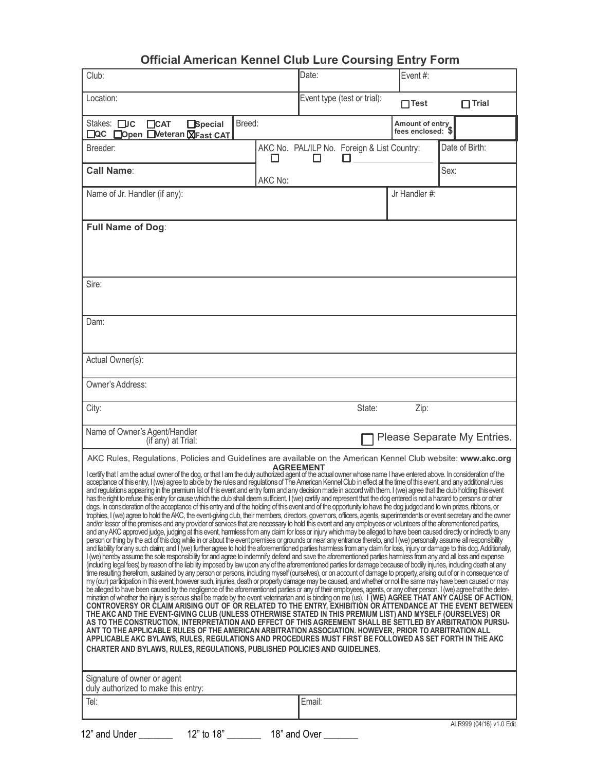# Official American Kennel Club Lure Coursing Entry Form

| | | | |
|---|---|---|---|
| Club: | | Date: | Event #: |
| Location: | | Event type (test or trial): | ☐ Test ☐ Trial |
| Stakes: ☐ JC ☐ CAT ☐ Special ☐ QC ☐ Open ☐ Veteran ☒ Fast CAT | Breed: | | Amount of entry fees enclosed: $ |
| Breeder: | AKC No. ☐ PAL/ILP No. ☐ Foreign & List Country: ☐ ______ | | Date of Birth: |
| **Call Name**: | AKC No: | | Sex: |
| Name of Jr. Handler (if any): | | | Jr Handler #: |
| **Full Name of Dog**: | | | |
| Sire: | | | |
| Dam: | | | |
| Actual Owner(s): | | | |
| Owner's Address: | | | |
| City: | | State: | Zip: |
| Name of Owner's Agent/Handler (if any) at Trial: | | | ☐ Please Separate My Entries. |

AKC Rules, Regulations, Policies and Guidelines are available on the American Kennel Club website: **www.akc.org**

**AGREEMENT**

I certify that I am the actual owner of the dog, or that I am the duly authorized agent of the actual owner whose name I have entered above. In consideration of the acceptance of this entry, I (we) agree to abide by the rules and regulations of The American Kennel Club in effect at the time of this event, and any additional rules and regulations appearing in the premium list of this event and entry form and any decision made in accord with them. I (we) agree that the club holding this event has the right to refuse this entry for cause which the club shall deem sufficient. I (we) certify and represent that the dog entered is not a hazard to persons or other dogs. In consideration of the acceptance of this entry and of the holding of this event and of the opportunity to have the dog judged and to win prizes, ribbons, or trophies, I (we) agree to hold the AKC, the event-giving club, their members, directors, governors, officers, agents, superintendents or event secretary and the owner and/or lessor of the premises and any provider of services that are necessary to hold this event and any employees or volunteers of the aforementioned parties, and any AKC approved judge, judging at this event, harmless from any claim for loss or injury which may be alleged to have been caused directly or indirectly to any person or thing by the act of this dog while in or about the event premises or grounds or near any entrance thereto, and I (we) personally assume all responsibility and liability for any such claim; and I (we) further agree to hold the aforementioned parties harmless from any claim for loss, injury or damage to this dog. Additionally, I (we) hereby assume the sole responsibility for and agree to indemnify, defend and save the aforementioned parties harmless from any and all loss and expense (including legal fees) by reason of the liability imposed by law upon any of the aforementioned parties for damage because of bodily injuries, including death at any time resulting therefrom, sustained by any person or persons, including myself (ourselves), or on account of damage to property, arising out of or in consequence of my (our) participation in this event, however such, injuries, death or property damage may be caused, and whether or not the same may have been caused or may be alleged to have been caused by the negligence of the aforementioned parties or any of their employees, agents, or any other person. I (we) agree that the determination of whether the injury is serious shall be made by the event veterinarian and is binding on me (us). **I (WE) AGREE THAT ANY CAUSE OF ACTION, CONTROVERSY OR CLAIM ARISING OUT OF OR RELATED TO THE ENTRY, EXHIBITION OR ATTENDANCE AT THE EVENT BETWEEN THE AKC AND THE EVENT-GIVING CLUB (UNLESS OTHERWISE STATED IN THIS PREMIUM LIST) AND MYSELF (OURSELVES) OR AS TO THE CONSTRUCTION, INTERPRETATION AND EFFECT OF THIS AGREEMENT SHALL BE SETTLED BY ARBITRATION PURSUANT TO THE APPLICABLE RULES OF THE AMERICAN ARBITRATION ASSOCIATION. HOWEVER, PRIOR TO ARBITRATION ALL APPLICABLE AKC BYLAWS, RULES, REGULATIONS AND PROCEDURES MUST FIRST BE FOLLOWED AS SET FORTH IN THE AKC CHARTER AND BYLAWS, RULES, REGULATIONS, PUBLISHED POLICIES AND GUIDELINES.**

| | |
|---|---|
| Signature of owner or agent duly authorized to make this entry: | |
| Tel: | Email: |

ALR999 (04/16) v1.0 Edit

12" and Under _______ 12" to 18" _______ 18" and Over _______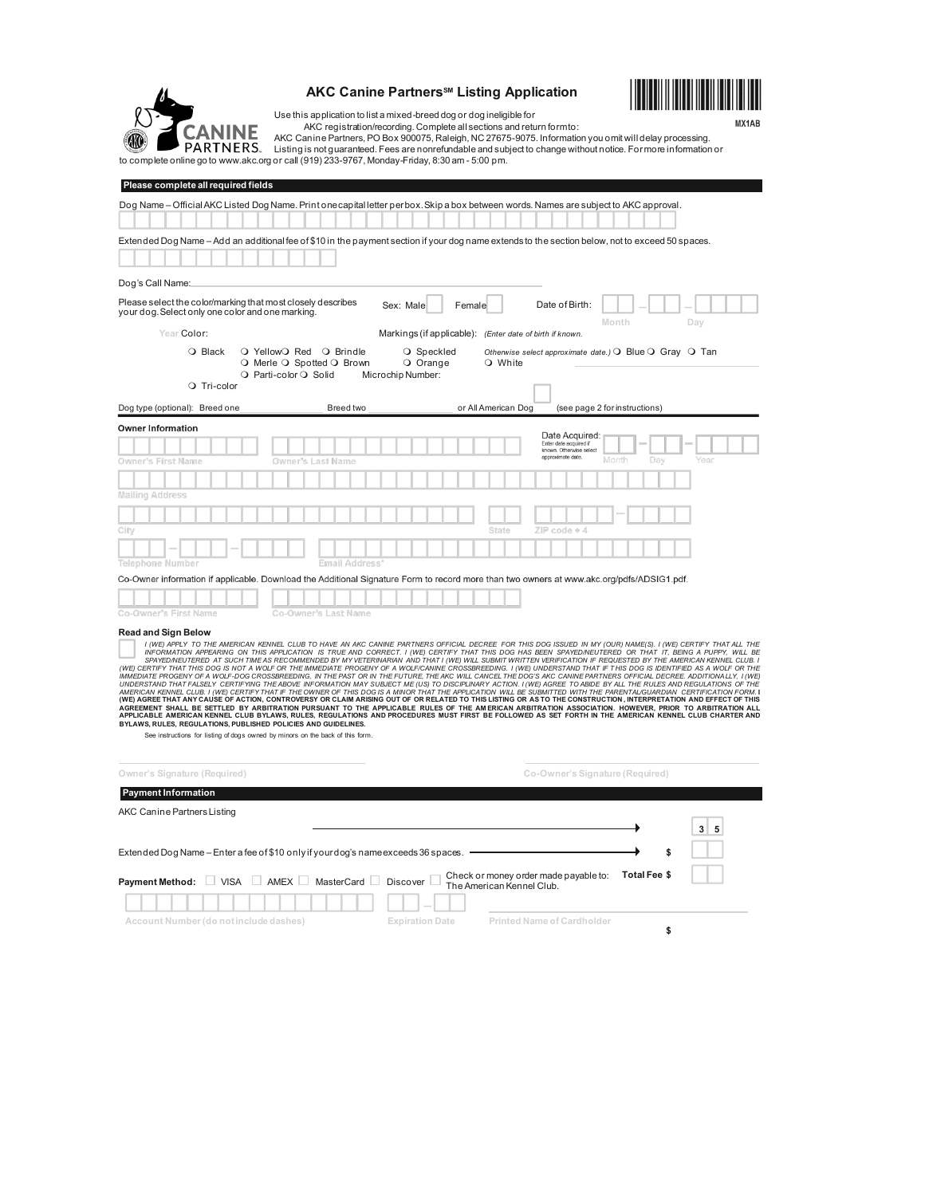# AKC Canine Partners℠ Listing Application

MX1AB

CANINE PARTNERS

Use this application to list a mixed-breed dog or dog ineligible for AKC registration/recording. Complete all sections and return form to: AKC Canine Partners, PO Box 900075, Raleigh, NC 27675-9075. Information you omit will delay processing. Listing is not guaranteed. Fees are nonrefundable and subject to change without notice. For more information or to complete online go to www.akc.org or call (919) 233-9767, Monday-Friday, 8:30 am - 5:00 pm.

**Please complete all required fields**

Dog Name – Official AKC Listed Dog Name. Print one capital letter per box. Skip a box between words. Names are subject to AKC approval.

Extended Dog Name – Add an additional fee of $10 in the payment section if your dog name extends to the section below, not to exceed 50 spaces.

Dog's Call Name: \_\_\_\_\_\_\_\_\_\_\_\_\_\_\_\_\_\_\_\_

Please select the color/marking that most closely describes your dog. Select only one color and one marking.

Sex: Male ☐ Female ☐

Date of Birth: Month – Day – Year

(Enter date of birth if known. Otherwise select approximate date.)

Color:

- ○ Black ○ Yellow ○ Red ○ Brindle ○ Blue ○ Gray ○ Tan
- ○ Merle ○ Spotted ○ Brown ○ Orange ○ White
- ○ Parti-color ○ Solid
- ○ Tri-color

Markings (if applicable): ○ Speckled

Microchip Number:

Dog type (optional): Breed one \_\_\_\_\_\_ Breed two \_\_\_\_\_\_ or All American Dog ☐ (see page 2 for instructions)

**Owner Information**

Owner's First Name | Owner's Last Name

Date Acquired: Month – Day – Year (Enter date acquired if known. Otherwise select approximate date.)

Mailing Address

City | State | ZIP code + 4

Telephone Number | Email Address*

Co-Owner information if applicable. Download the Additional Signature Form to record more than two owners at www.akc.org/pdfs/ADSIG1.pdf.

Co-Owner's First Name | Co-Owner's Last Name

**Read and Sign Below**

☐ *I (WE) APPLY TO THE AMERICAN KENNEL CLUB TO HAVE AN AKC CANINE PARTNERS OFFICIAL DECREE FOR THIS DOG ISSUED IN MY (OUR) NAME(S). I (WE) CERTIFY THAT ALL THE INFORMATION APPEARING ON THIS APPLICATION IS TRUE AND CORRECT. I (WE) CERTIFY THAT THIS DOG HAS BEEN SPAYED/NEUTERED OR THAT IT, BEING A PUPPY, WILL BE SPAYED/NEUTERED AT SUCH TIME AS RECOMMENDED BY MY VETERINARIAN AND THAT I (WE) WILL SUBMIT WRITTEN VERIFICATION IF REQUESTED BY THE AMERICAN KENNEL CLUB. I (WE) CERTIFY THAT THIS DOG IS NOT A WOLF OR THE IMMEDIATE PROGENY OF A WOLF/CANINE CROSSBREEDING. I (WE) UNDERSTAND THAT IF THIS DOG IS IDENTIFIED AS A WOLF OR THE IMMEDIATE PROGENY OF A WOLF-DOG CROSSBREEDING, IN THE PAST OR IN THE FUTURE, THE AKC WILL CANCEL THE DOG'S AKC CANINE PARTNERS OFFICIAL DECREE. ADDITIONALLY, I (WE) UNDERSTAND THAT FALSELY CERTIFYING THE ABOVE INFORMATION MAY SUBJECT ME (US) TO DISCIPLINARY ACTION. I (WE) AGREE TO ABIDE BY ALL THE RULES AND REGULATIONS OF THE AMERICAN KENNEL CLUB. I (WE) CERTIFY THAT IF THE OWNER OF THIS DOG IS A MINOR THAT THE APPLICATION WILL BE SUBMITTED WITH THE PARENTAL/GUARDIAN CERTIFICATION FORM. I* **(WE) AGREE THAT ANY CAUSE OF ACTION, CONTROVERSY OR CLAIM ARISING OUT OF OR RELATED TO THIS LISTING OR AS TO THE CONSTRUCTION, INTERPRETATION AND EFFECT OF THIS AGREEMENT SHALL BE SETTLED BY ARBITRATION PURSUANT TO THE APPLICABLE RULES OF THE AMERICAN ARBITRATION ASSOCIATION. HOWEVER, PRIOR TO ARBITRATION ALL APPLICABLE AMERICAN KENNEL CLUB BYLAWS, RULES, REGULATIONS AND PROCEDURES MUST FIRST BE FOLLOWED AS SET FORTH IN THE AMERICAN KENNEL CLUB CHARTER AND BYLAWS, RULES, REGULATIONS, PUBLISHED POLICIES AND GUIDELINES.**

See instructions for listing of dogs owned by minors on the back of this form.

Owner's Signature (Required) | Co-Owner's Signature (Required)

**Payment Information**

AKC Canine Partners Listing → 35

Extended Dog Name – Enter a fee of $10 only if your dog's name exceeds 36 spaces. → $

Payment Method: ☐ VISA ☐ AMEX ☐ MasterCard ☐ Discover ☐ Check or money order made payable to: The American Kennel Club.

Total Fee $

Account Number (do not include dashes) | Expiration Date | Printed Name of Cardholder

$